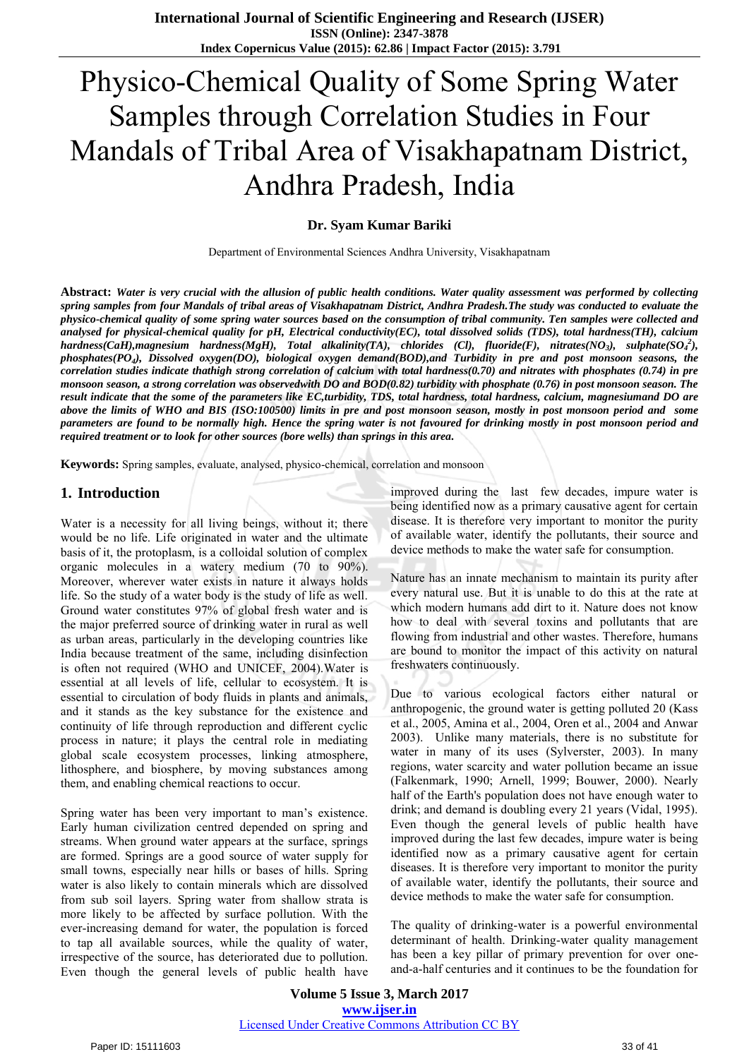# Physico-Chemical Quality of Some Spring Water Samples through Correlation Studies in Four Mandals of Tribal Area of Visakhapatnam District, Andhra Pradesh, India

**Dr. Syam Kumar Bariki**

Department of Environmental Sciences Andhra University, Visakhapatnam

**Abstract:** ***Water is very crucial with the allusion of public health conditions. Water quality assessment was performed by collecting spring samples from four Mandals of tribal areas of Visakhapatnam District, Andhra Pradesh.The study was conducted to evaluate the physico-chemical quality of some spring water sources based on the consumption of tribal community. Ten samples were collected and analysed for physical-chemical quality for pH, Electrical conductivity(EC), total dissolved solids (TDS), total hardness(TH), calcium hardness(CaH),magnesium hardness(MgH), Total alkalinity(TA), chlorides (Cl), fluoride(F), nitrates($NO_3$), sulphate($SO_4^2$), phosphates($PO_4$), Dissolved oxygen(DO), biological oxygen demand(BOD),and Turbidity in pre and post monsoon seasons, the correlation studies indicate thathigh strong correlation of calcium with total hardness(0.70) and nitrates with phosphates (0.74) in pre monsoon season, a strong correlation was observedwith DO and BOD(0.82) turbidity with phosphate (0.76) in post monsoon season. The result indicate that the some of the parameters like EC,turbidity, TDS, total hardness, calcium, magnesiumand DO are above the limits of WHO and BIS (ISO:100500) limits in pre and post monsoon season, mostly in post monsoon period and some parameters are found to be normally high. Hence the spring water is not favoured for drinking mostly in post monsoon period and required treatment or to look for other sources (bore wells) than springs in this area.***

**Keywords:** Spring samples, evaluate, analysed, physico-chemical, correlation and monsoon

## 1. Introduction

Water is a necessity for all living beings, without it; there would be no life. Life originated in water and the ultimate basis of it, the protoplasm, is a colloidal solution of complex organic molecules in a watery medium (70 to 90%). Moreover, wherever water exists in nature it always holds life. So the study of a water body is the study of life as well. Ground water constitutes 97% of global fresh water and is the major preferred source of drinking water in rural as well as urban areas, particularly in the developing countries like India because treatment of the same, including disinfection is often not required (WHO and UNICEF, 2004).Water is essential at all levels of life, cellular to ecosystem. It is essential to circulation of body fluids in plants and animals, and it stands as the key substance for the existence and continuity of life through reproduction and different cyclic process in nature; it plays the central role in mediating global scale ecosystem processes, linking atmosphere, lithosphere, and biosphere, by moving substances among them, and enabling chemical reactions to occur.

Spring water has been very important to man's existence. Early human civilization centred depended on spring and streams. When ground water appears at the surface, springs are formed. Springs are a good source of water supply for small towns, especially near hills or bases of hills. Spring water is also likely to contain minerals which are dissolved from sub soil layers. Spring water from shallow strata is more likely to be affected by surface pollution. With the ever-increasing demand for water, the population is forced to tap all available sources, while the quality of water, irrespective of the source, has deteriorated due to pollution. Even though the general levels of public health have improved during the last few decades, impure water is being identified now as a primary causative agent for certain disease. It is therefore very important to monitor the purity of available water, identify the pollutants, their source and device methods to make the water safe for consumption.

Nature has an innate mechanism to maintain its purity after every natural use. But it is unable to do this at the rate at which modern humans add dirt to it. Nature does not know how to deal with several toxins and pollutants that are flowing from industrial and other wastes. Therefore, humans are bound to monitor the impact of this activity on natural freshwaters continuously.

Due to various ecological factors either natural or anthropogenic, the ground water is getting polluted 20 (Kass et al., 2005, Amina et al., 2004, Oren et al., 2004 and Anwar 2003). Unlike many materials, there is no substitute for water in many of its uses (Sylverster, 2003). In many regions, water scarcity and water pollution became an issue (Falkenmark, 1990; Arnell, 1999; Bouwer, 2000). Nearly half of the Earth's population does not have enough water to drink; and demand is doubling every 21 years (Vidal, 1995). Even though the general levels of public health have improved during the last few decades, impure water is being identified now as a primary causative agent for certain diseases. It is therefore very important to monitor the purity of available water, identify the pollutants, their source and device methods to make the water safe for consumption.

The quality of drinking-water is a powerful environmental determinant of health. Drinking-water quality management has been a key pillar of primary prevention for over one-and-a-half centuries and it continues to be the foundation for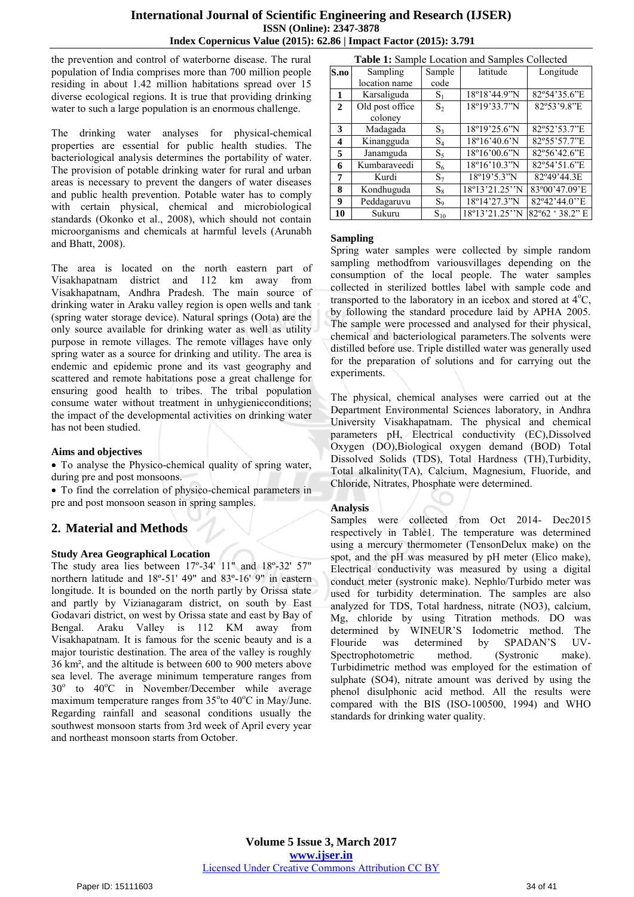the prevention and control of waterborne disease. The rural population of India comprises more than 700 million people residing in about 1.42 million habitations spread over 15 diverse ecological regions. It is true that providing drinking water to such a large population is an enormous challenge.

The drinking water analyses for physical-chemical properties are essential for public health studies. The bacteriological analysis determines the portability of water. The provision of potable drinking water for rural and urban areas is necessary to prevent the dangers of water diseases and public health prevention. Potable water has to comply with certain physical, chemical and microbiological standards (Okonko et al., 2008), which should not contain microorganisms and chemicals at harmful levels (Arunabh and Bhatt, 2008).

The area is located on the north eastern part of Visakhapatnam district and 112 km away from Visakhapatnam, Andhra Pradesh. The main source of drinking water in Araku valley region is open wells and tank (spring water storage device). Natural springs (Oota) are the only source available for drinking water as well as utility purpose in remote villages. The remote villages have only spring water as a source for drinking and utility. The area is endemic and epidemic prone and its vast geography and scattered and remote habitations pose a great challenge for ensuring good health to tribes. The tribal population consume water without treatment in unhygienicconditions; the impact of the developmental activities on drinking water has not been studied.

### Aims and objectives

- To analyse the Physico-chemical quality of spring water, during pre and post monsoons.
- To find the correlation of physico-chemical parameters in pre and post monsoon season in spring samples.

## 2. Material and Methods

### Study Area Geographical Location

The study area lies between 17º-34' 11" and 18º-32' 57" northern latitude and 18º-51' 49" and 83º-16' 9" in eastern longitude. It is bounded on the north partly by Orissa state and partly by Vizianagaram district, on south by East Godavari district, on west by Orissa state and east by Bay of Bengal. Araku Valley is 112 KM away from Visakhapatnam. It is famous for the scenic beauty and is a major touristic destination. The area of the valley is roughly 36 km², and the altitude is between 600 to 900 meters above sea level. The average minimum temperature ranges from 30$^{o}$ to 40$^{o}$C in November/December while average maximum temperature ranges from 35$^{o}$to 40$^{o}$C in May/June. Regarding rainfall and seasonal conditions usually the southwest monsoon starts from 3rd week of April every year and northeast monsoon starts from October.

**Table 1:** Sample Location and Samples Collected

| S.no | Sampling location name | Sample code | latitude | Longitude |
|---|---|---|---|---|
| 1 | Karsaliguda | $S_1$ | 18º18'44.9"N | 82º54'35.6"E |
| 2 | Old post office coloney | $S_2$ | 18º19'33.7"N | 82º53'9.8"E |
| 3 | Madagada | $S_3$ | 18º19'25.6"N | 82º52'53.7"E |
| 4 | Kinangguda | $S_4$ | 18º16'40.6'N | 82º55'57.7"E |
| 5 | Janamguda | $S_5$ | 18º16'00.6"N | 82º56'42.6"E |
| 6 | Kumbaraveedi | $S_6$ | 18º16'10.3"N | 82º54'51.6"E |
| 7 | Kurdi | $S_7$ | 18º19'5.3"N | 82º49'44.3E |
| 8 | Kondhuguda | $S_8$ | 18º13'21.25''N | 83º00'47.09'E |
| 9 | Peddagaruvu | $S_9$ | 18º14'27.3"N | 82º42'44.0"E |
| 10 | Sukuru | $S_{10}$ | 18º13'21.25''N | 82º62 ' 38.2" E |

### Sampling

Spring water samples were collected by simple random sampling methodfrom variousvillages depending on the consumption of the local people. The water samples collected in sterilized bottles label with sample code and transported to the laboratory in an icebox and stored at 4$^{o}$C, by following the standard procedure laid by APHA 2005. The sample were processed and analysed for their physical, chemical and bacteriological parameters.The solvents were distilled before use. Triple distilled water was generally used for the preparation of solutions and for carrying out the experiments.

The physical, chemical analyses were carried out at the Department Environmental Sciences laboratory, in Andhra University Visakhapatnam. The physical and chemical parameters pH, Electrical conductivity (EC),Dissolved Oxygen (DO),Biological oxygen demand (BOD) Total Dissolved Solids (TDS), Total Hardness (TH),Turbidity, Total alkalinity(TA), Calcium, Magnesium, Fluoride, and Chloride, Nitrates, Phosphate were determined.

### Analysis

Samples were collected from Oct 2014- Dec2015 respectively in Table1. The temperature was determined using a mercury thermometer (TensonDelux make) on the spot, and the pH was measured by pH meter (Elico make), Electrical conductivity was measured by using a digital conduct meter (systronic make). Nephlo/Turbido meter was used for turbidity determination. The samples are also analyzed for TDS, Total hardness, nitrate (NO3), calcium, Mg, chloride by using Titration methods. DO was determined by WINEUR'S Iodometric method. The Flouride was determined by SPADAN'S UV-Spectrophotometric method. (Systronic make). Turbidimetric method was employed for the estimation of sulphate (SO4), nitrate amount was derived by using the phenol disulphonic acid method. All the results were compared with the BIS (ISO-100500, 1994) and WHO standards for drinking water quality.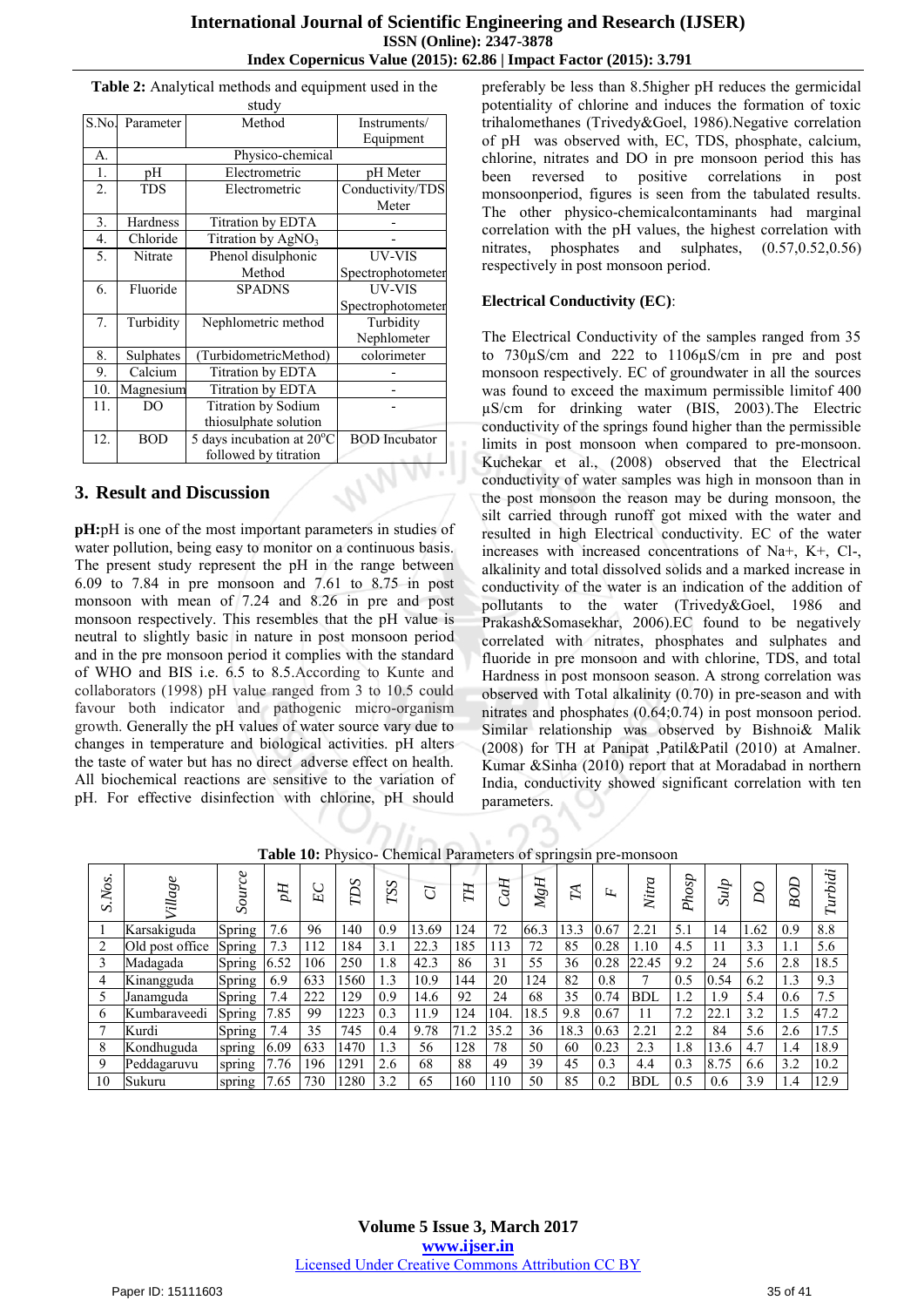**Table 2:** Analytical methods and equipment used in the study

| S.No. | Parameter | Method | Instruments/ Equipment |
|---|---|---|---|
| A. | Physico-chemical | | |
| 1. | pH | Electrometric | pH Meter |
| 2. | TDS | Electrometric | Conductivity/TDS Meter |
| 3. | Hardness | Titration by EDTA | - |
| 4. | Chloride | Titration by $AgNO_3$ | - |
| 5. | Nitrate | Phenol disulphonic Method | UV-VIS Spectrophotometer |
| 6. | Fluoride | SPADNS | UV-VIS Spectrophotometer |
| 7. | Turbidity | Nephlometric method | Turbidity Nephlometer |
| 8. | Sulphates | (TurbidometricMethod) | colorimeter |
| 9. | Calcium | Titration by EDTA | - |
| 10. | Magnesium | Titration by EDTA | - |
| 11. | DO | Titration by Sodium thiosulphate solution | - |
| 12. | BOD | 5 days incubation at 20°C followed by titration | BOD Incubator |

## 3. Result and Discussion

**pH:**pH is one of the most important parameters in studies of water pollution, being easy to monitor on a continuous basis. The present study represent the pH in the range between 6.09 to 7.84 in pre monsoon and 7.61 to 8.75 in post monsoon with mean of 7.24 and 8.26 in pre and post monsoon respectively. This resembles that the pH value is neutral to slightly basic in nature in post monsoon period and in the pre monsoon period it complies with the standard of WHO and BIS i.e. 6.5 to 8.5.According to Kunte and collaborators (1998) pH value ranged from 3 to 10.5 could favour both indicator and pathogenic micro-organism growth. Generally the pH values of water source vary due to changes in temperature and biological activities. pH alters the taste of water but has no direct adverse effect on health. All biochemical reactions are sensitive to the variation of pH. For effective disinfection with chlorine, pH should preferably be less than 8.5higher pH reduces the germicidal potentiality of chlorine and induces the formation of toxic trihalomethanes (Trivedy&Goel, 1986).Negative correlation of pH was observed with, EC, TDS, phosphate, calcium, chlorine, nitrates and DO in pre monsoon period this has been reversed to positive correlations in post monsoonperiod, figures is seen from the tabulated results. The other physico-chemicalcontaminants had marginal correlation with the pH values, the highest correlation with nitrates, phosphates and sulphates, (0.57,0.52,0.56) respectively in post monsoon period.

**Electrical Conductivity (EC)**:

The Electrical Conductivity of the samples ranged from 35 to 730µS/cm and 222 to 1106µS/cm in pre and post monsoon respectively. EC of groundwater in all the sources was found to exceed the maximum permissible limitof 400 µS/cm for drinking water (BIS, 2003).The Electric conductivity of the springs found higher than the permissible limits in post monsoon when compared to pre-monsoon. Kuchekar et al., (2008) observed that the Electrical conductivity of water samples was high in monsoon than in the post monsoon the reason may be during monsoon, the silt carried through runoff got mixed with the water and resulted in high Electrical conductivity. EC of the water increases with increased concentrations of Na+, K+, Cl-, alkalinity and total dissolved solids and a marked increase in conductivity of the water is an indication of the addition of pollutants to the water (Trivedy&Goel, 1986 and Prakash&Somasekhar, 2006).EC found to be negatively correlated with nitrates, phosphates and sulphates and fluoride in pre monsoon and with chlorine, TDS, and total Hardness in post monsoon season. A strong correlation was observed with Total alkalinity (0.70) in pre-season and with nitrates and phosphates (0.64;0.74) in post monsoon period. Similar relationship was observed by Bishnoi& Malik (2008) for TH at Panipat ,Patil&Patil (2010) at Amalner. Kumar &Sinha (2010) report that at Moradabad in northern India, conductivity showed significant correlation with ten parameters.

**Table 10:** Physico- Chemical Parameters of springsin pre-monsoon

| S.Nos. | Village | Source | pH | EC | TDS | TSS | Cl | TH | CaH | MgH | TA | F | Nitra | Phosp | Sulp | DO | BOD | Turbidi |
|---|---|---|---|---|---|---|---|---|---|---|---|---|---|---|---|---|---|---|
| 1 | Karsakiguda | Spring | 7.6 | 96 | 140 | 0.9 | 13.69 | 124 | 72 | 66.3 | 13.3 | 0.67 | 2.21 | 5.1 | 14 | 1.62 | 0.9 | 8.8 |
| 2 | Old post office | Spring | 7.3 | 112 | 184 | 3.1 | 22.3 | 185 | 113 | 72 | 85 | 0.28 | 1.10 | 4.5 | 11 | 3.3 | 1.1 | 5.6 |
| 3 | Madagada | Spring | 6.52 | 106 | 250 | 1.8 | 42.3 | 86 | 31 | 55 | 36 | 0.28 | 22.45 | 9.2 | 24 | 5.6 | 2.8 | 18.5 |
| 4 | Kinangguda | Spring | 6.9 | 633 | 1560 | 1.3 | 10.9 | 144 | 20 | 124 | 82 | 0.8 | 7 | 0.5 | 0.54 | 6.2 | 1.3 | 9.3 |
| 5 | Janamguda | Spring | 7.4 | 222 | 129 | 0.9 | 14.6 | 92 | 24 | 68 | 35 | 0.74 | BDL | 1.2 | 1.9 | 5.4 | 0.6 | 7.5 |
| 6 | Kumbaraveedi | Spring | 7.85 | 99 | 1223 | 0.3 | 11.9 | 124 | 104. | 18.5 | 9.8 | 0.67 | 11 | 7.2 | 22.1 | 3.2 | 1.5 | 47.2 |
| 7 | Kurdi | Spring | 7.4 | 35 | 745 | 0.4 | 9.78 | 71.2 | 35.2 | 36 | 18.3 | 0.63 | 2.21 | 2.2 | 84 | 5.6 | 2.6 | 17.5 |
| 8 | Kondhuguda | spring | 6.09 | 633 | 1470 | 1.3 | 56 | 128 | 78 | 50 | 60 | 0.23 | 2.3 | 1.8 | 13.6 | 4.7 | 1.4 | 18.9 |
| 9 | Peddagaruvu | spring | 7.76 | 196 | 1291 | 2.6 | 68 | 88 | 49 | 39 | 45 | 0.3 | 4.4 | 0.3 | 8.75 | 6.6 | 3.2 | 10.2 |
| 10 | Sukuru | spring | 7.65 | 730 | 1280 | 3.2 | 65 | 160 | 110 | 50 | 85 | 0.2 | BDL | 0.5 | 0.6 | 3.9 | 1.4 | 12.9 |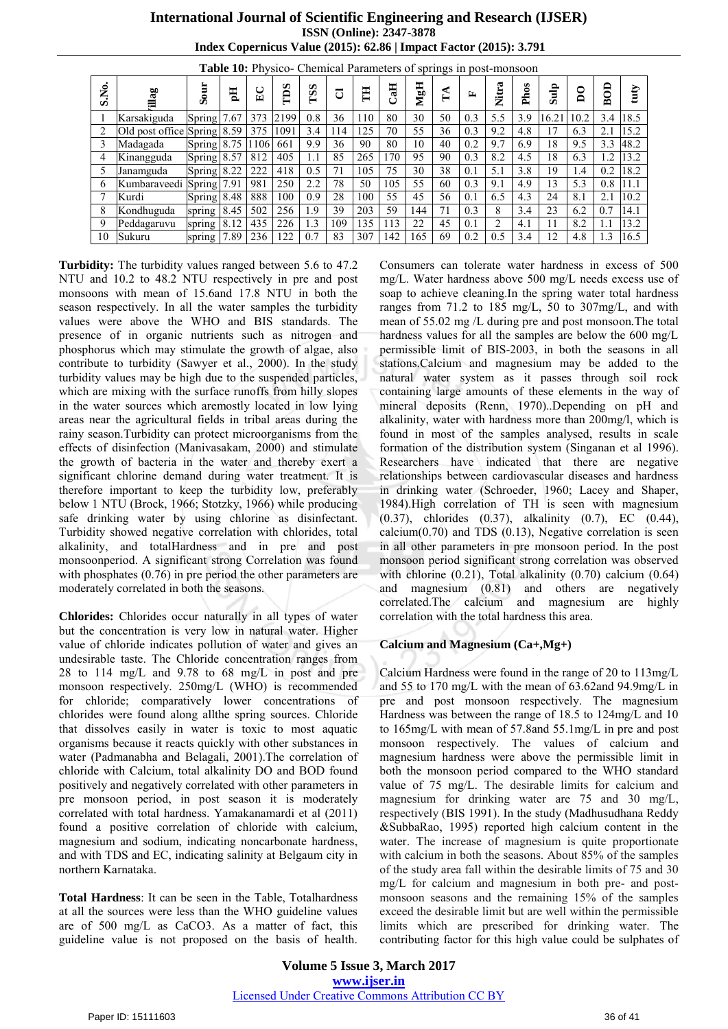**Table 10:** Physico- Chemical Parameters of springs in post-monsoon

| S.No. | Village | Sour | pH | EC | TDS | TSS | Cl | TH | CaH | MgH | TA | F | Nitra | Phos | Sulp | DO | BOD | tuty |
|---|---|---|---|---|---|---|---|---|---|---|---|---|---|---|---|---|---|---|
| 1 | Karsakiguda | Spring | 7.67 | 373 | 2199 | 0.8 | 36 | 110 | 80 | 30 | 50 | 0.3 | 5.5 | 3.9 | 16.21 | 10.2 | 3.4 | 18.5 |
| 2 | Old post office | Spring | 8.59 | 375 | 1091 | 3.4 | 114 | 125 | 70 | 55 | 36 | 0.3 | 9.2 | 4.8 | 17 | 6.3 | 2.1 | 15.2 |
| 3 | Madagada | Spring | 8.75 | 1106 | 661 | 9.9 | 36 | 90 | 80 | 10 | 40 | 0.2 | 9.7 | 6.9 | 18 | 9.5 | 3.3 | 48.2 |
| 4 | Kinangguda | Spring | 8.57 | 812 | 405 | 1.1 | 85 | 265 | 170 | 95 | 90 | 0.3 | 8.2 | 4.5 | 18 | 6.3 | 1.2 | 13.2 |
| 5 | Janamguda | Spring | 8.22 | 222 | 418 | 0.5 | 71 | 105 | 75 | 30 | 38 | 0.1 | 5.1 | 3.8 | 19 | 1.4 | 0.2 | 18.2 |
| 6 | Kumbaraveedi | Spring | 7.91 | 981 | 250 | 2.2 | 78 | 50 | 105 | 55 | 60 | 0.3 | 9.1 | 4.9 | 13 | 5.3 | 0.8 | 11.1 |
| 7 | Kurdi | Spring | 8.48 | 888 | 100 | 0.9 | 28 | 100 | 55 | 45 | 56 | 0.1 | 6.5 | 4.3 | 24 | 8.1 | 2.1 | 10.2 |
| 8 | Kondhuguda | spring | 8.45 | 502 | 256 | 1.9 | 39 | 203 | 59 | 144 | 71 | 0.3 | 8 | 3.4 | 23 | 6.2 | 0.7 | 14.1 |
| 9 | Peddagaruvu | spring | 8.12 | 435 | 226 | 1.3 | 109 | 135 | 113 | 22 | 45 | 0.1 | 2 | 4.1 | 11 | 8.2 | 1.1 | 13.2 |
| 10 | Sukuru | spring | 7.89 | 236 | 122 | 0.7 | 83 | 307 | 142 | 165 | 69 | 0.2 | 0.5 | 3.4 | 12 | 4.8 | 1.3 | 16.5 |

**Turbidity:** The turbidity values ranged between 5.6 to 47.2 NTU and 10.2 to 48.2 NTU respectively in pre and post monsoons with mean of 15.6and 17.8 NTU in both the season respectively. In all the water samples the turbidity values were above the WHO and BIS standards. The presence of in organic nutrients such as nitrogen and phosphorus which may stimulate the growth of algae, also contribute to turbidity (Sawyer et al., 2000). In the study turbidity values may be high due to the suspended particles, which are mixing with the surface runoffs from hilly slopes in the water sources which aremostly located in low lying areas near the agricultural fields in tribal areas during the rainy season.Turbidity can protect microorganisms from the effects of disinfection (Manivasakam, 2000) and stimulate the growth of bacteria in the water and thereby exert a significant chlorine demand during water treatment. It is therefore important to keep the turbidity low, preferably below 1 NTU (Brock, 1966; Stotzky, 1966) while producing safe drinking water by using chlorine as disinfectant. Turbidity showed negative correlation with chlorides, total alkalinity, and totalHardness and in pre and post monsoonperiod. A significant strong Correlation was found with phosphates (0.76) in pre period the other parameters are moderately correlated in both the seasons.

**Chlorides:** Chlorides occur naturally in all types of water but the concentration is very low in natural water. Higher value of chloride indicates pollution of water and gives an undesirable taste. The Chloride concentration ranges from 28 to 114 mg/L and 9.78 to 68 mg/L in post and pre monsoon respectively. 250mg/L (WHO) is recommended for chloride; comparatively lower concentrations of chlorides were found along allthe spring sources. Chloride that dissolves easily in water is toxic to most aquatic organisms because it reacts quickly with other substances in water (Padmanabha and Belagali, 2001).The correlation of chloride with Calcium, total alkalinity DO and BOD found positively and negatively correlated with other parameters in pre monsoon period, in post season it is moderately correlated with total hardness. Yamakanamardi et al (2011) found a positive correlation of chloride with calcium, magnesium and sodium, indicating noncarbonate hardness, and with TDS and EC, indicating salinity at Belgaum city in northern Karnataka.

**Total Hardness**: It can be seen in the Table, Totalhardness at all the sources were less than the WHO guideline values are of 500 mg/L as CaCO3. As a matter of fact, this guideline value is not proposed on the basis of health. Consumers can tolerate water hardness in excess of 500 mg/L. Water hardness above 500 mg/L needs excess use of soap to achieve cleaning.In the spring water total hardness ranges from 71.2 to 185 mg/L, 50 to 307mg/L, and with mean of 55.02 mg /L during pre and post monsoon.The total hardness values for all the samples are below the 600 mg/L permissible limit of BIS-2003, in both the seasons in all stations.Calcium and magnesium may be added to the natural water system as it passes through soil rock containing large amounts of these elements in the way of mineral deposits (Renn, 1970)..Depending on pH and alkalinity, water with hardness more than 200mg/l, which is found in most of the samples analysed, results in scale formation of the distribution system (Singanan et al 1996). Researchers have indicated that there are negative relationships between cardiovascular diseases and hardness in drinking water (Schroeder, 1960; Lacey and Shaper, 1984).High correlation of TH is seen with magnesium (0.37), chlorides (0.37), alkalinity (0.7), EC (0.44), calcium(0.70) and TDS (0.13), Negative correlation is seen in all other parameters in pre monsoon period. In the post monsoon period significant strong correlation was observed with chlorine (0.21), Total alkalinity (0.70) calcium (0.64) and magnesium (0.81) and others are negatively correlated.The calcium and magnesium are highly correlation with the total hardness this area.

**Calcium and Magnesium (Ca+,Mg+)**

Calcium Hardness were found in the range of 20 to 113mg/L and 55 to 170 mg/L with the mean of 63.62and 94.9mg/L in pre and post monsoon respectively. The magnesium Hardness was between the range of 18.5 to 124mg/L and 10 to 165mg/L with mean of 57.8and 55.1mg/L in pre and post monsoon respectively. The values of calcium and magnesium hardness were above the permissible limit in both the monsoon period compared to the WHO standard value of 75 mg/L. The desirable limits for calcium and magnesium for drinking water are 75 and 30 mg/L, respectively (BIS 1991). In the study (Madhusudhana Reddy &SubbaRao, 1995) reported high calcium content in the water. The increase of magnesium is quite proportionate with calcium in both the seasons. About 85% of the samples of the study area fall within the desirable limits of 75 and 30 mg/L for calcium and magnesium in both pre- and post-monsoon seasons and the remaining 15% of the samples exceed the desirable limit but are well within the permissible limits which are prescribed for drinking water. The contributing factor for this high value could be sulphates of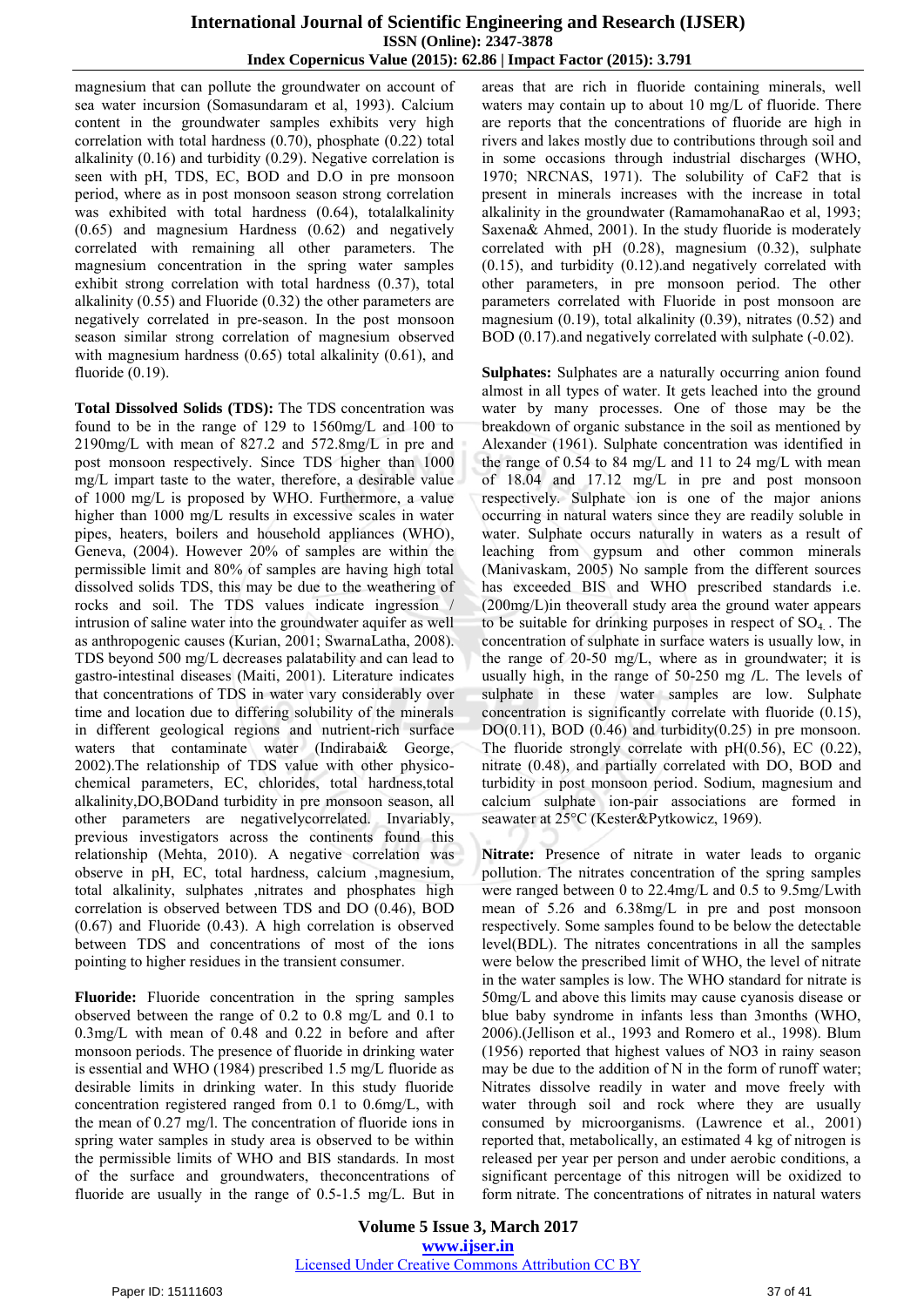magnesium that can pollute the groundwater on account of sea water incursion (Somasundaram et al, 1993). Calcium content in the groundwater samples exhibits very high correlation with total hardness (0.70), phosphate (0.22) total alkalinity (0.16) and turbidity (0.29). Negative correlation is seen with pH, TDS, EC, BOD and D.O in pre monsoon period, where as in post monsoon season strong correlation was exhibited with total hardness (0.64), totalalkalinity (0.65) and magnesium Hardness (0.62) and negatively correlated with remaining all other parameters. The magnesium concentration in the spring water samples exhibit strong correlation with total hardness (0.37), total alkalinity (0.55) and Fluoride (0.32) the other parameters are negatively correlated in pre-season. In the post monsoon season similar strong correlation of magnesium observed with magnesium hardness (0.65) total alkalinity (0.61), and fluoride (0.19).

**Total Dissolved Solids (TDS):** The TDS concentration was found to be in the range of 129 to 1560mg/L and 100 to 2190mg/L with mean of 827.2 and 572.8mg/L in pre and post monsoon respectively. Since TDS higher than 1000 mg/L impart taste to the water, therefore, a desirable value of 1000 mg/L is proposed by WHO. Furthermore, a value higher than 1000 mg/L results in excessive scales in water pipes, heaters, boilers and household appliances (WHO), Geneva, (2004). However 20% of samples are within the permissible limit and 80% of samples are having high total dissolved solids TDS, this may be due to the weathering of rocks and soil. The TDS values indicate ingression / intrusion of saline water into the groundwater aquifer as well as anthropogenic causes (Kurian, 2001; SwarnaLatha, 2008). TDS beyond 500 mg/L decreases palatability and can lead to gastro-intestinal diseases (Maiti, 2001). Literature indicates that concentrations of TDS in water vary considerably over time and location due to differing solubility of the minerals in different geological regions and nutrient-rich surface waters that contaminate water (Indirabai& George, 2002).The relationship of TDS value with other physico-chemical parameters, EC, chlorides, total hardness,total alkalinity,DO,BODand turbidity in pre monsoon season, all other parameters are negativelycorrelated. Invariably, previous investigators across the continents found this relationship (Mehta, 2010). A negative correlation was observe in pH, EC, total hardness, calcium ,magnesium, total alkalinity, sulphates ,nitrates and phosphates high correlation is observed between TDS and DO (0.46), BOD (0.67) and Fluoride (0.43). A high correlation is observed between TDS and concentrations of most of the ions pointing to higher residues in the transient consumer.

**Fluoride:** Fluoride concentration in the spring samples observed between the range of 0.2 to 0.8 mg/L and 0.1 to 0.3mg/L with mean of 0.48 and 0.22 in before and after monsoon periods. The presence of fluoride in drinking water is essential and WHO (1984) prescribed 1.5 mg/L fluoride as desirable limits in drinking water. In this study fluoride concentration registered ranged from 0.1 to 0.6mg/L, with the mean of 0.27 mg/l. The concentration of fluoride ions in spring water samples in study area is observed to be within the permissible limits of WHO and BIS standards. In most of the surface and groundwaters, theconcentrations of fluoride are usually in the range of 0.5-1.5 mg/L. But in areas that are rich in fluoride containing minerals, well waters may contain up to about 10 mg/L of fluoride. There are reports that the concentrations of fluoride are high in rivers and lakes mostly due to contributions through soil and in some occasions through industrial discharges (WHO, 1970; NRCNAS, 1971). The solubility of $CaF_2$ that is present in minerals increases with the increase in total alkalinity in the groundwater (RamamohanaRao et al, 1993; Saxena& Ahmed, 2001). In the study fluoride is moderately correlated with pH (0.28), magnesium (0.32), sulphate (0.15), and turbidity (0.12).and negatively correlated with other parameters, in pre monsoon period. The other parameters correlated with Fluoride in post monsoon are magnesium (0.19), total alkalinity (0.39), nitrates (0.52) and BOD (0.17).and negatively correlated with sulphate (-0.02).

**Sulphates:** Sulphates are a naturally occurring anion found almost in all types of water. It gets leached into the ground water by many processes. One of those may be the breakdown of organic substance in the soil as mentioned by Alexander (1961). Sulphate concentration was identified in the range of 0.54 to 84 mg/L and 11 to 24 mg/L with mean of 18.04 and 17.12 mg/L in pre and post monsoon respectively. Sulphate ion is one of the major anions occurring in natural waters since they are readily soluble in water. Sulphate occurs naturally in waters as a result of leaching from gypsum and other common minerals (Manivaskam, 2005) No sample from the different sources has exceeded BIS and WHO prescribed standards i.e. (200mg/L)in theoverall study area the ground water appears to be suitable for drinking purposes in respect of $SO_4$. The concentration of sulphate in surface waters is usually low, in the range of 20-50 mg/L, where as in groundwater; it is usually high, in the range of 50-250 mg /L. The levels of sulphate in these water samples are low. Sulphate concentration is significantly correlate with fluoride (0.15), DO(0.11), BOD (0.46) and turbidity(0.25) in pre monsoon. The fluoride strongly correlate with pH(0.56), EC (0.22), nitrate (0.48), and partially correlated with DO, BOD and turbidity in post monsoon period. Sodium, magnesium and calcium sulphate ion-pair associations are formed in seawater at 25°C (Kester&Pytkowicz, 1969).

**Nitrate:** Presence of nitrate in water leads to organic pollution. The nitrates concentration of the spring samples were ranged between 0 to 22.4mg/L and 0.5 to 9.5mg/Lwith mean of 5.26 and 6.38mg/L in pre and post monsoon respectively. Some samples found to be below the detectable level(BDL). The nitrates concentrations in all the samples were below the prescribed limit of WHO, the level of nitrate in the water samples is low. The WHO standard for nitrate is 50mg/L and above this limits may cause cyanosis disease or blue baby syndrome in infants less than 3months (WHO, 2006).(Jellison et al., 1993 and Romero et al., 1998). Blum (1956) reported that highest values of NO3 in rainy season may be due to the addition of N in the form of runoff water; Nitrates dissolve readily in water and move freely with water through soil and rock where they are usually consumed by microorganisms. (Lawrence et al., 2001) reported that, metabolically, an estimated 4 kg of nitrogen is released per year per person and under aerobic conditions, a significant percentage of this nitrogen will be oxidized to form nitrate. The concentrations of nitrates in natural waters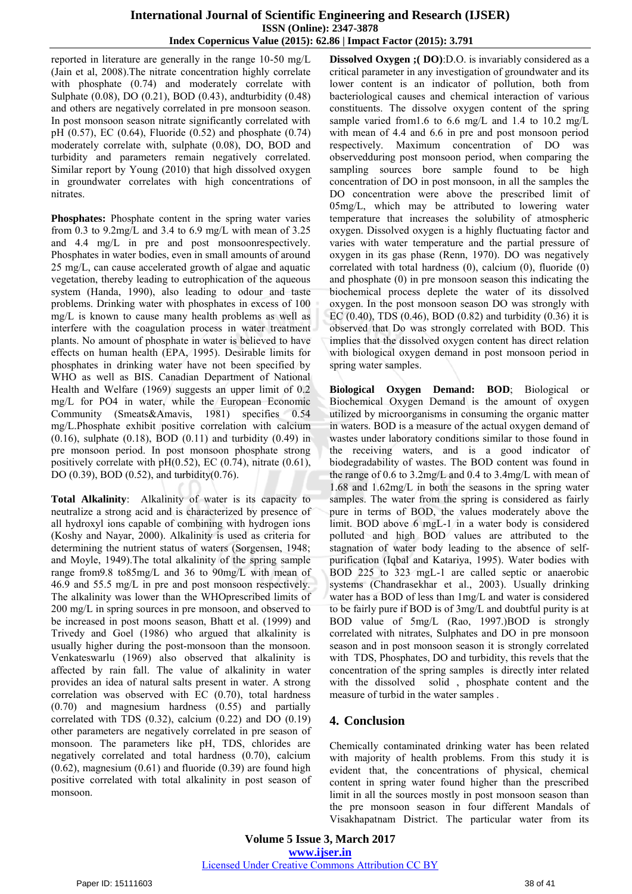reported in literature are generally in the range 10-50 mg/L (Jain et al, 2008).The nitrate concentration highly correlate with phosphate (0.74) and moderately correlate with Sulphate (0.08), DO (0.21), BOD (0.43), andturbidity (0.48) and others are negatively correlated in pre monsoon season. In post monsoon season nitrate significantly correlated with pH (0.57), EC (0.64), Fluoride (0.52) and phosphate (0.74) moderately correlate with, sulphate (0.08), DO, BOD and turbidity and parameters remain negatively correlated. Similar report by Young (2010) that high dissolved oxygen in groundwater correlates with high concentrations of nitrates.

**Phosphates:** Phosphate content in the spring water varies from 0.3 to 9.2mg/L and 3.4 to 6.9 mg/L with mean of 3.25 and 4.4 mg/L in pre and post monsoonrespectively. Phosphates in water bodies, even in small amounts of around 25 mg/L, can cause accelerated growth of algae and aquatic vegetation, thereby leading to eutrophication of the aqueous system (Handa, 1990), also leading to odour and taste problems. Drinking water with phosphates in excess of 100 mg/L is known to cause many health problems as well as interfere with the coagulation process in water treatment plants. No amount of phosphate in water is believed to have effects on human health (EPA, 1995). Desirable limits for phosphates in drinking water have not been specified by WHO as well as BIS. Canadian Department of National Health and Welfare (1969) suggests an upper limit of 0.2 mg/L for PO4 in water, while the European Economic Community (Smeats&Amavis, 1981) specifies 0.54 mg/L.Phosphate exhibit positive correlation with calcium (0.16), sulphate (0.18), BOD (0.11) and turbidity (0.49) in pre monsoon period. In post monsoon phosphate strong positively correlate with pH(0.52), EC (0.74), nitrate (0.61), DO (0.39), BOD (0.52), and turbidity(0.76).

**Total Alkalinity**: Alkalinity of water is its capacity to neutralize a strong acid and is characterized by presence of all hydroxyl ions capable of combining with hydrogen ions (Koshy and Nayar, 2000). Alkalinity is used as criteria for determining the nutrient status of waters (Sorgensen, 1948; and Moyle, 1949).The total alkalinity of the spring sample range from9.8 to85mg/L and 36 to 90mg/L with mean of 46.9 and 55.5 mg/L in pre and post monsoon respectively. The alkalinity was lower than the WHOprescribed limits of 200 mg/L in spring sources in pre monsoon, and observed to be increased in post moons season, Bhatt et al. (1999) and Trivedy and Goel (1986) who argued that alkalinity is usually higher during the post-monsoon than the monsoon. Venkateswarlu (1969) also observed that alkalinity is affected by rain fall. The value of alkalinity in water provides an idea of natural salts present in water. A strong correlation was observed with EC (0.70), total hardness (0.70) and magnesium hardness (0.55) and partially correlated with TDS (0.32), calcium (0.22) and DO (0.19) other parameters are negatively correlated in pre season of monsoon. The parameters like pH, TDS, chlorides are negatively correlated and total hardness (0.70), calcium (0.62), magnesium (0.61) and fluoride (0.39) are found high positive correlated with total alkalinity in post season of monsoon.

**Dissolved Oxygen ;( DO)**:D.O. is invariably considered as a critical parameter in any investigation of groundwater and its lower content is an indicator of pollution, both from bacteriological causes and chemical interaction of various constituents. The dissolve oxygen content of the spring sample varied from1.6 to 6.6 mg/L and 1.4 to 10.2 mg/L with mean of 4.4 and 6.6 in pre and post monsoon period respectively. Maximum concentration of DO was observedduring post monsoon period, when comparing the sampling sources bore sample found to be high concentration of DO in post monsoon, in all the samples the DO concentration were above the prescribed limit of 05mg/L, which may be attributed to lowering water temperature that increases the solubility of atmospheric oxygen. Dissolved oxygen is a highly fluctuating factor and varies with water temperature and the partial pressure of oxygen in its gas phase (Renn, 1970). DO was negatively correlated with total hardness (0), calcium (0), fluoride (0) and phosphate (0) in pre monsoon season this indicating the biochemical process deplete the water of its dissolved oxygen. In the post monsoon season DO was strongly with EC (0.40), TDS (0.46), BOD (0.82) and turbidity (0.36) it is observed that Do was strongly correlated with BOD. This implies that the dissolved oxygen content has direct relation with biological oxygen demand in post monsoon period in spring water samples.

**Biological Oxygen Demand: BOD**; Biological or Biochemical Oxygen Demand is the amount of oxygen utilized by microorganisms in consuming the organic matter in waters. BOD is a measure of the actual oxygen demand of wastes under laboratory conditions similar to those found in the receiving waters, and is a good indicator of biodegradability of wastes. The BOD content was found in the range of 0.6 to 3.2mg/L and 0.4 to 3.4mg/L with mean of 1.68 and 1.62mg/L in both the seasons in the spring water samples. The water from the spring is considered as fairly pure in terms of BOD, the values moderately above the limit. BOD above 6 mgL-1 in a water body is considered polluted and high BOD values are attributed to the stagnation of water body leading to the absence of self-purification (Iqbal and Katariya, 1995). Water bodies with BOD 225 to 323 mgL-1 are called septic or anaerobic systems (Chandrasekhar et al., 2003). Usually drinking water has a BOD of less than 1mg/L and water is considered to be fairly pure if BOD is of 3mg/L and doubtful purity is at BOD value of 5mg/L (Rao, 1997.)BOD is strongly correlated with nitrates, Sulphates and DO in pre monsoon season and in post monsoon season it is strongly correlated with TDS, Phosphates, DO and turbidity, this revels that the concentration of the spring samples is directly inter related with the dissolved solid , phosphate content and the measure of turbid in the water samples .

## 4. Conclusion

Chemically contaminated drinking water has been related with majority of health problems. From this study it is evident that, the concentrations of physical, chemical content in spring water found higher than the prescribed limit in all the sources mostly in post monsoon season than the pre monsoon season in four different Mandals of Visakhapatnam District. The particular water from its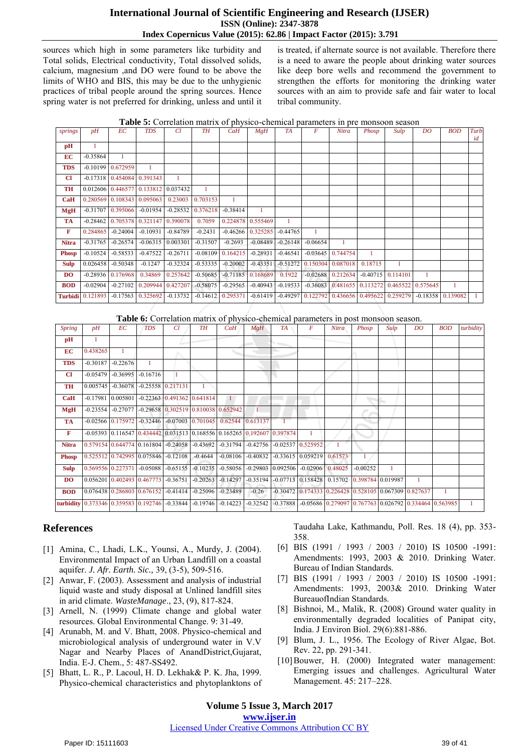sources which high in some parameters like turbidity and Total solids, Electrical conductivity, Total dissolved solids, calcium, magnesium ,and DO were found to be above the limits of WHO and BIS, this may be due to the unhygienic practices of tribal people around the spring sources. Hence spring water is not preferred for drinking, unless and until it is treated, if alternate source is not available. Therefore there is a need to aware the people about drinking water sources like deep bore wells and recommend the government to strengthen the efforts for monitoring the drinking water sources with an aim to provide safe and fair water to local tribal community.

**Table 5:** Correlation matrix of physico-chemical parameters in pre monsoon season

| springs | pH | EC | TDS | Cl | TH | CaH | MgH | TA | F | Nitra | Phosp | Sulp | DO | BOD | Turbid |
|---|---|---|---|---|---|---|---|---|---|---|---|---|---|---|---|
| **pH** | 1 | | | | | | | | | | | | | | |
| **EC** | -0.35864 | 1 | | | | | | | | | | | | | |
| **TDS** | -0.10199 | 0.672959 | 1 | | | | | | | | | | | | |
| **Cl** | -0.17318 | 0.454084 | 0.391343 | 1 | | | | | | | | | | | |
| **TH** | 0.012606 | 0.446577 | 0.133812 | 0.037432 | 1 | | | | | | | | | | |
| **CaH** | 0.280569 | 0.108343 | 0.095063 | 0.23003 | 0.703153 | 1 | | | | | | | | | |
| **MgH** | -0.31707 | 0.395066 | -0.01954 | -0.28532 | 0.376218 | -0.38414 | 1 | | | | | | | | |
| **TA** | -0.28462 | 0.705378 | 0.321147 | 0.390078 | 0.7059 | 0.224878 | 0.555469 | 1 | | | | | | | |
| **F** | 0.284865 | -0.24004 | -0.10931 | -0.84789 | -0.2431 | -0.46266 | 0.325285 | -0.44765 | 1 | | | | | | |
| **Nitra** | -0.31765 | -0.26574 | -0.06315 | 0.003301 | -0.31507 | -0.2693 | -0.08489 | -0.26148 | -0.06654 | 1 | | | | | |
| **Phosp** | -0.10524 | -0.58533 | -0.47522 | -0.26711 | -0.08109 | 0.164215 | -0.28931 | -0.46541 | -0.03645 | 0.744754 | 1 | | | | |
| **Sulp** | 0.026458 | -0.50348 | -0.1247 | -0.32324 | -0.53335 | -0.20002 | -0.43351 | -0.51272 | 0.150304 | 0.087018 | 0.18715 | 1 | | | |
| **DO** | -0.28936 | 0.176968 | 0.34869 | 0.257642 | -0.50685 | -0.71185 | 0.168689 | 0.1922 | -0.02688 | 0.212634 | -0.40715 | 0.114101 | 1 | | |
| **BOD** | -0.02904 | -0.27102 | 0.209944 | 0.427207 | -0.58075 | -0.29565 | -0.40943 | -0.19533 | -0.36083 | 0.481655 | 0.113272 | 0.465522 | 0.575645 | 1 | |
| **Turbidi** | 0.121893 | -0.17563 | 0.325692 | -0.13732 | -0.14612 | 0.295371 | -0.61419 | -0.49297 | 0.122792 | 0.436656 | 0.495622 | 0.259279 | -0.18358 | 0.139082 | 1 |

**Table 6:** Correlation matrix of physico-chemical parameters in post monsoon season.

| Spring | pH | EC | TDS | Cl | TH | CaH | MgH | TA | F | Nitra | Phosp | Sulp | DO | BOD | turbidity |
|---|---|---|---|---|---|---|---|---|---|---|---|---|---|---|---|
| **pH** | 1 | | | | | | | | | | | | | | |
| **EC** | 0.438265 | 1 | | | | | | | | | | | | | |
| **TDS** | -0.30187 | -0.22676 | 1 | | | | | | | | | | | | |
| **Cl** | -0.05479 | -0.36995 | -0.16716 | 1 | | | | | | | | | | | |
| **TH** | 0.005745 | -0.36078 | -0.25558 | 0.217131 | 1 | | | | | | | | | | |
| **CaH** | -0.17981 | 0.005801 | -0.22363 | 0.491362 | 0.641814 | 1 | | | | | | | | | |
| **MgH** | -0.23554 | -0.27077 | -0.29658 | 0.302519 | 0.810038 | 0.652942 | 1 | | | | | | | | |
| **TA** | -0.02566 | 0.175972 | -0.32446 | -0.07003 | 0.701045 | 0.62544 | 0.613137 | 1 | | | | | | | |
| **F** | -0.05393 | 0.116547 | 0.434442 | 0.031513 | 0.168556 | 0.165265 | 0.192607 | 0.397874 | 1 | | | | | | |
| **Nitra** | 0.579154 | 0.644774 | 0.161804 | -0.24058 | -0.43692 | -0.31794 | -0.42756 | -0.02537 | 0.525952 | 1 | | | | | |
| **Phosp** | 0.525512 | 0.742995 | 0.075846 | -0.12108 | -0.4644 | -0.08106 | -0.40832 | -0.33615 | 0.059219 | 0.61573 | 1 | | | | |
| **Sulp** | 0.569556 | 0.227371 | -0.05088 | -0.65155 | -0.10235 | -0.58056 | -0.29803 | 0.092506 | -0.02906 | 0.48025 | -0.00252 | 1 | | | |
| **DO** | 0.056201 | 0.402493 | 0.467773 | -0.36751 | -0.20263 | -0.14297 | -0.35194 | -0.07713 | 0.158428 | 0.15702 | 0.398784 | 0.019987 | 1 | | |
| **BOD** | 0.076438 | 0.286803 | 0.676152 | -0.41414 | -0.25096 | -0.23489 | -0.26 | -0.30472 | 0.174333 | 0.226428 | 0.528105 | 0.067309 | 0.827637 | 1 | |
| **turbidity** | 0.373346 | 0.359583 | 0.192746 | -0.33844 | -0.19746 | -0.14223 | -0.32542 | -0.37888 | -0.05686 | 0.279097 | 0.767763 | 0.026792 | 0.334464 | 0.563985 | 1 |

## References

[1] Amina, C., Lhadi, L.K., Younsi, A., Murdy, J. (2004). Environmental Impact of an Urban Landfill on a coastal aquifer. *J. Afr. Earth. Sic.,* 39, (3-5), 509-516.

[2] Anwar, F. (2003). Assessment and analysis of industrial liquid waste and study disposal at Unlined landfill sites in arid climate. *WasteManage*., 23, (9), 817-824.

[3] Arnell, N. (1999) Climate change and global water resources. Global Environmental Change. 9: 31-49.

[4] Arunabh, M. and V. Bhatt, 2008. Physico-chemical and microbiological analysis of underground water in V.V Nagar and Nearby Places of AnandDistrict,Gujarat, India. E-J. Chem., 5: 487-SS492.

[5] Bhatt, L. R., P. Lacoul, H. D. Lekhak& P. K. Jha, 1999. Physico-chemical characteristics and phytoplanktons of Taudaha Lake, Kathmandu, Poll. Res. 18 (4), pp. 353-358.

[6] BIS (1991 / 1993 / 2003 / 2010) IS 10500 -1991: Amendments: 1993, 2003 & 2010. Drinking Water. Bureau of Indian Standards.

[7] BIS (1991 / 1993 / 2003 / 2010) IS 10500 -1991: Amendments: 1993, 2003& 2010. Drinking Water BureauofIndian Standards.

[8] Bishnoi, M., Malik, R. (2008) Ground water quality in environmentally degraded localities of Panipat city, India. J Environ Biol. 29(6):881-886.

[9] Blum, J. L., 1956. The Ecology of River Algae, Bot. Rev. 22, pp. 291-341.

[10] Bouwer, H. (2000) Integrated water management: Emerging issues and challenges. Agricultural Water Management. 45: 217–228.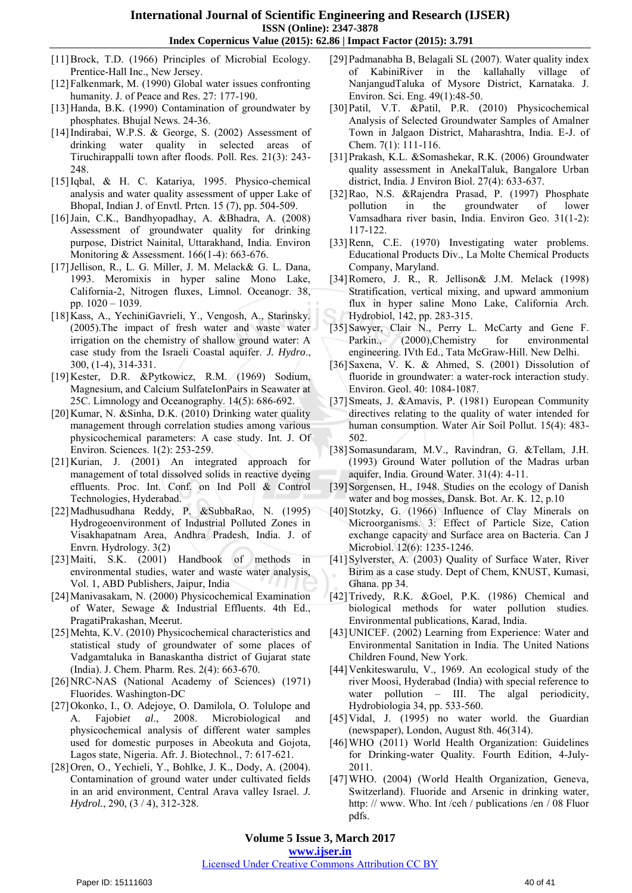[11] Brock, T.D. (1966) Principles of Microbial Ecology. Prentice-Hall Inc., New Jersey.

[12] Falkenmark, M. (1990) Global water issues confronting humanity. J. of Peace and Res. 27: 177-190.

[13] Handa, B.K. (1990) Contamination of groundwater by phosphates. Bhujal News. 24-36.

[14] Indirabai, W.P.S. & George, S. (2002) Assessment of drinking water quality in selected areas of Tiruchirappalli town after floods. Poll. Res. 21(3): 243-248.

[15] Iqbal, & H. C. Katariya, 1995. Physico-chemical analysis and water quality assessment of upper Lake of Bhopal, Indian J. of Envtl. Prtcn. 15 (7), pp. 504-509.

[16] Jain, C.K., Bandhyopadhay, A. &Bhadra, A. (2008) Assessment of groundwater quality for drinking purpose, District Nainital, Uttarakhand, India. Environ Monitoring & Assessment. 166(1-4): 663-676.

[17] Jellison, R., L. G. Miller, J. M. Melack& G. L. Dana, 1993. Meromixis in hyper saline Mono Lake, California-2, Nitrogen fluxes, Limnol. Oceanogr. 38, pp. 1020 – 1039.

[18] Kass, A., YechiniGavrieli, Y., Vengosh, A., Starinsky. (2005).The impact of fresh water and waste water irrigation on the chemistry of shallow ground water: A case study from the Israeli Coastal aquifer. *J. Hydro*., 300, (1-4), 314-331.

[19] Kester, D.R. &Pytkowicz, R.M. (1969) Sodium, Magnesium, and Calcium SulfateIonPairs in Seawater at 25C. Limnology and Oceanography. 14(5): 686-692.

[20] Kumar, N. &Sinha, D.K. (2010) Drinking water quality management through correlation studies among various physicochemical parameters: A case study. Int. J. Of Environ. Sciences. 1(2): 253-259.

[21] Kurian, J. (2001) An integrated approach for management of total dissolved solids in reactive dyeing effluents. Proc. Int. Conf. on Ind Poll & Control Technologies, Hyderabad.

[22] Madhusudhana Reddy, P. &SubbaRao, N. (1995) Hydrogeoenvironment of Industrial Polluted Zones in Visakhapatnam Area, Andhra Pradesh, India. J. of Envrn. Hydrology. 3(2)

[23] Maiti, S.K. (2001) Handbook of methods in environmental studies, water and waste water analysis, Vol. 1, ABD Publishers, Jaipur, India

[24] Manivasakam, N. (2000) Physicochemical Examination of Water, Sewage & Industrial Effluents. 4th Ed., PragatiPrakashan, Meerut.

[25] Mehta, K.V. (2010) Physicochemical characteristics and statistical study of groundwater of some places of Vadgamtaluka in Banaskantha district of Gujarat state (India). J. Chem. Pharm. Res. 2(4): 663-670.

[26] NRC-NAS (National Academy of Sciences) (1971) Fluorides. Washington-DC

[27] Okonko, I., O. Adejoye, O. Damilola, O. Tolulope and A. Fajobi*et al*., 2008. Microbiological and physicochemical analysis of different water samples used for domestic purposes in Abeokuta and Gojota, Lagos state, Nigeria. Afr. J. Biotechnol., 7: 617-621.

[28] Oren, O., Yechieli, Y., Bohlke, J. K., Dody, A. (2004). Contamination of ground water under cultivated fields in an arid environment, Central Arava valley Israel. *J. Hydrol*., 290, (3 / 4), 312-328.

[29] Padmanabha B, Belagali SL (2007). Water quality index of KabiniRiver in the kallahally village of NanjangudTaluka of Mysore District, Karnataka. J. Environ. Sci. Eng. 49(1):48-50.

[30] Patil, V.T. &Patil, P.R. (2010) Physicochemical Analysis of Selected Groundwater Samples of Amalner Town in Jalgaon District, Maharashtra, India. E-J. of Chem. 7(1): 111-116.

[31] Prakash, K.L. &Somashekar, R.K. (2006) Groundwater quality assessment in AnekalTaluk, Bangalore Urban district, India. J Environ Biol. 27(4): 633-637.

[32] Rao, N.S. &Rajendra Prasad, P. (1997) Phosphate pollution in the groundwater of lower Vamsadhara river basin, India. Environ Geo. 31(1-2): 117-122.

[33] Renn, C.E. (1970) Investigating water problems. Educational Products Div., La Molte Chemical Products Company, Maryland.

[34] Romero, J. R., R. Jellison& J.M. Melack (1998) Stratification, vertical mixing, and upward ammonium flux in hyper saline Mono Lake, California Arch. Hydrobiol, 142, pp. 283-315.

[35] Sawyer, Clair N., Perry L. McCarty and Gene F. Parkin., (2000),Chemistry for environmental engineering. IVth Ed., Tata McGraw-Hill. New Delhi.

[36] Saxena, V. K. & Ahmed, S. (2001) Dissolution of fluoride in groundwater: a water-rock interaction study. Environ. Geol. 40: 1084-1087.

[37] Smeats, J. &Amavis, P. (1981) European Community directives relating to the quality of water intended for human consumption. Water Air Soil Pollut. 15(4): 483-502.

[38] Somasundaram, M.V., Ravindran, G. &Tellam, J.H. (1993) Ground Water pollution of the Madras urban aquifer, India. Ground Water. 31(4): 4-11.

[39] Sorgensen, H., 1948. Studies on the ecology of Danish water and bog mosses, Dansk. Bot. Ar. K. 12, p.10

[40] Stotzky, G. (1966) Influence of Clay Minerals on Microorganisms. 3: Effect of Particle Size, Cation exchange capacity and Surface area on Bacteria. Can J Microbiol. 12(6): 1235-1246.

[41] Sylverster, A. (2003) Quality of Surface Water, River Birim as a case study. Dept of Chem, KNUST, Kumasi, Ghana. pp 34.

[42] Trivedy, R.K. &Goel, P.K. (1986) Chemical and biological methods for water pollution studies. Environmental publications, Karad, India.

[43] UNICEF. (2002) Learning from Experience: Water and Environmental Sanitation in India. The United Nations Children Found, New York.

[44] Venkiteswarulu, V., 1969. An ecological study of the river Moosi, Hyderabad (India) with special reference to water pollution – III. The algal periodicity, Hydrobiologia 34, pp. 533-560.

[45] Vidal, J. (1995) no water world. the Guardian (newspaper), London, August 8th. 46(314).

[46] WHO (2011) World Health Organization: Guidelines for Drinking-water Quality. Fourth Edition, 4-July-2011.

[47] WHO. (2004) (World Health Organization, Geneva, Switzerland). Fluoride and Arsenic in drinking water, http: // www. Who. Int /ceh / publications /en / 08 Fluor pdfs.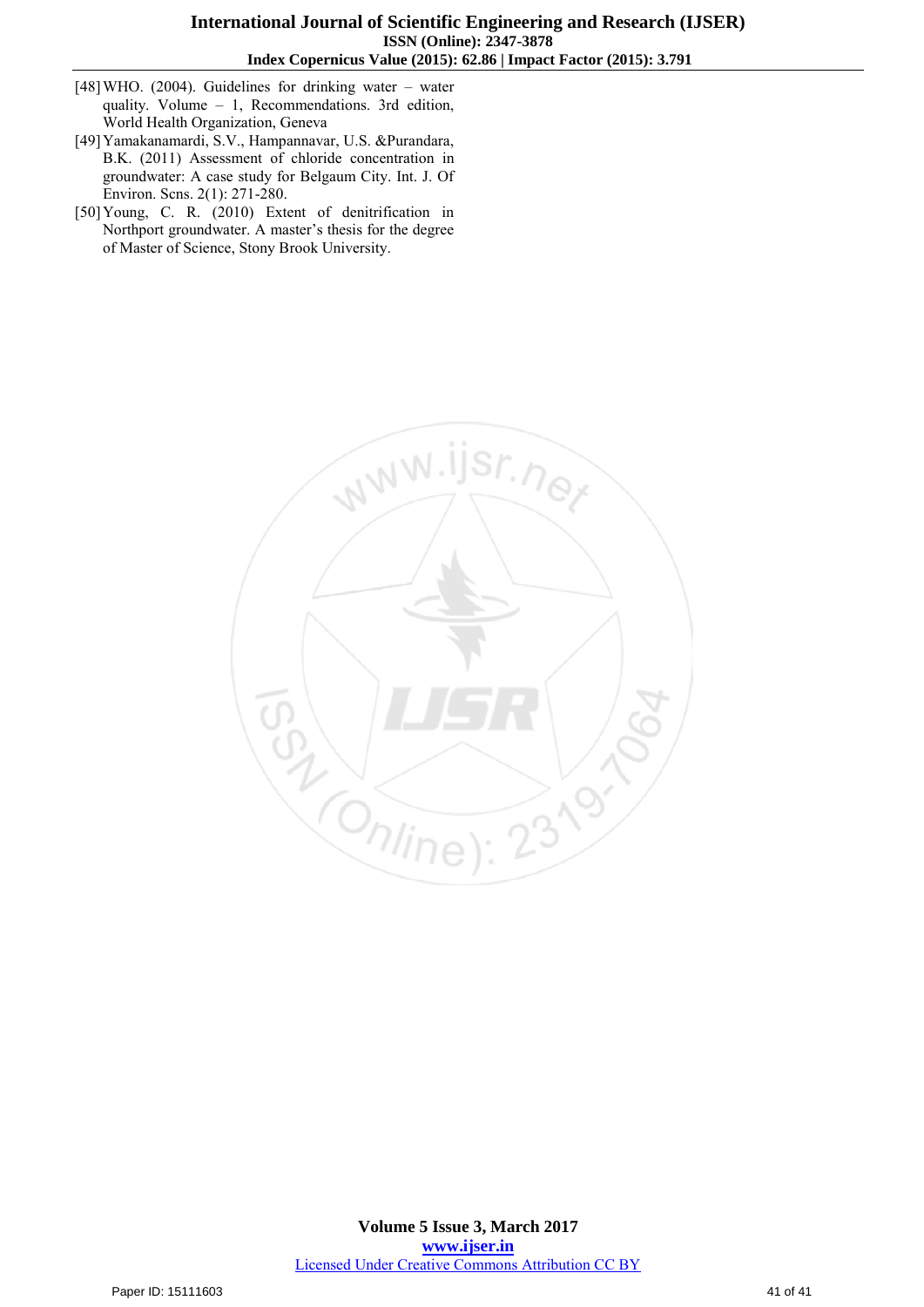[48] WHO. (2004). Guidelines for drinking water – water quality. Volume – 1, Recommendations. 3rd edition, World Health Organization, Geneva

[49] Yamakanamardi, S.V., Hampannavar, U.S. &Purandara, B.K. (2011) Assessment of chloride concentration in groundwater: A case study for Belgaum City. Int. J. Of Environ. Scns. 2(1): 271-280.

[50] Young, C. R. (2010) Extent of denitrification in Northport groundwater. A master's thesis for the degree of Master of Science, Stony Brook University.